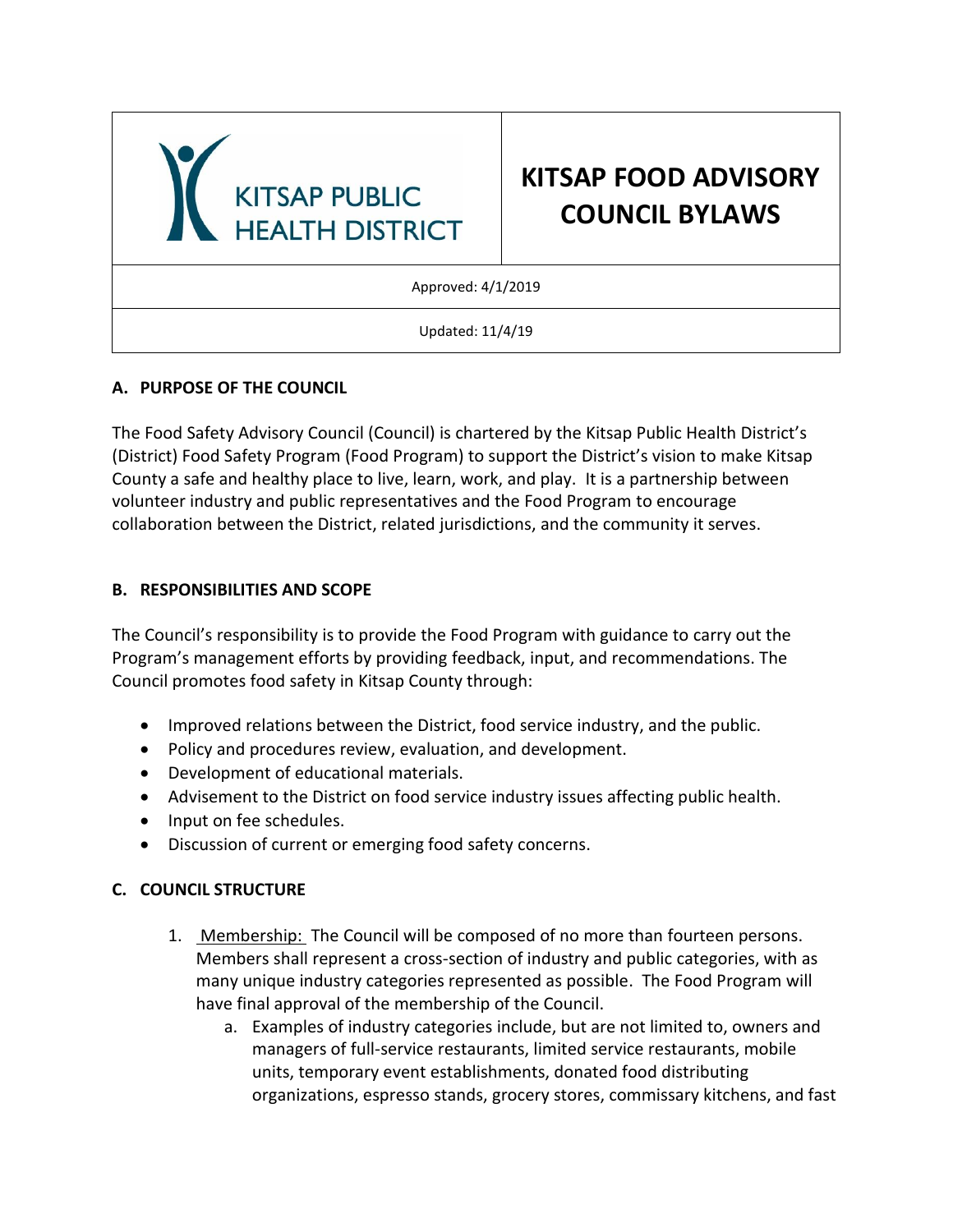| KITSAP PUBLIC HEALTH DISTRICT | **KITSAP FOOD ADVISORY COUNCIL BYLAWS** |
|---|---|
| Approved: 4/1/2019 | |
| Updated: 11/4/19 | |

## A. PURPOSE OF THE COUNCIL

The Food Safety Advisory Council (Council) is chartered by the Kitsap Public Health District's (District) Food Safety Program (Food Program) to support the District's vision to make Kitsap County a safe and healthy place to live, learn, work, and play. It is a partnership between volunteer industry and public representatives and the Food Program to encourage collaboration between the District, related jurisdictions, and the community it serves.

## B. RESPONSIBILITIES AND SCOPE

The Council's responsibility is to provide the Food Program with guidance to carry out the Program's management efforts by providing feedback, input, and recommendations. The Council promotes food safety in Kitsap County through:

- Improved relations between the District, food service industry, and the public.
- Policy and procedures review, evaluation, and development.
- Development of educational materials.
- Advisement to the District on food service industry issues affecting public health.
- Input on fee schedules.
- Discussion of current or emerging food safety concerns.

## C. COUNCIL STRUCTURE

1. Membership: The Council will be composed of no more than fourteen persons. Members shall represent a cross-section of industry and public categories, with as many unique industry categories represented as possible. The Food Program will have final approval of the membership of the Council.
   a. Examples of industry categories include, but are not limited to, owners and managers of full-service restaurants, limited service restaurants, mobile units, temporary event establishments, donated food distributing organizations, espresso stands, grocery stores, commissary kitchens, and fast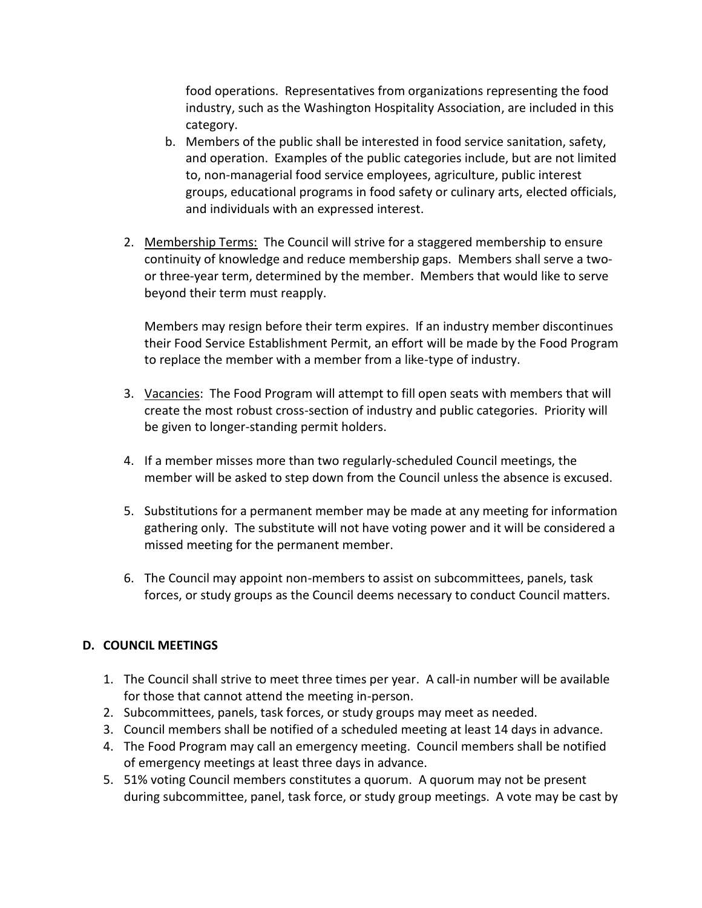food operations. Representatives from organizations representing the food industry, such as the Washington Hospitality Association, are included in this category.

   b. Members of the public shall be interested in food service sanitation, safety, and operation. Examples of the public categories include, but are not limited to, non-managerial food service employees, agriculture, public interest groups, educational programs in food safety or culinary arts, elected officials, and individuals with an expressed interest.

2. <u>Membership Terms:</u> The Council will strive for a staggered membership to ensure continuity of knowledge and reduce membership gaps. Members shall serve a two- or three-year term, determined by the member. Members that would like to serve beyond their term must reapply.

   Members may resign before their term expires. If an industry member discontinues their Food Service Establishment Permit, an effort will be made by the Food Program to replace the member with a member from a like-type of industry.

3. <u>Vacancies</u>: The Food Program will attempt to fill open seats with members that will create the most robust cross-section of industry and public categories. Priority will be given to longer-standing permit holders.

4. If a member misses more than two regularly-scheduled Council meetings, the member will be asked to step down from the Council unless the absence is excused.

5. Substitutions for a permanent member may be made at any meeting for information gathering only. The substitute will not have voting power and it will be considered a missed meeting for the permanent member.

6. The Council may appoint non-members to assist on subcommittees, panels, task forces, or study groups as the Council deems necessary to conduct Council matters.

## D. COUNCIL MEETINGS

1. The Council shall strive to meet three times per year. A call-in number will be available for those that cannot attend the meeting in-person.
2. Subcommittees, panels, task forces, or study groups may meet as needed.
3. Council members shall be notified of a scheduled meeting at least 14 days in advance.
4. The Food Program may call an emergency meeting. Council members shall be notified of emergency meetings at least three days in advance.
5. 51% voting Council members constitutes a quorum. A quorum may not be present during subcommittee, panel, task force, or study group meetings. A vote may be cast by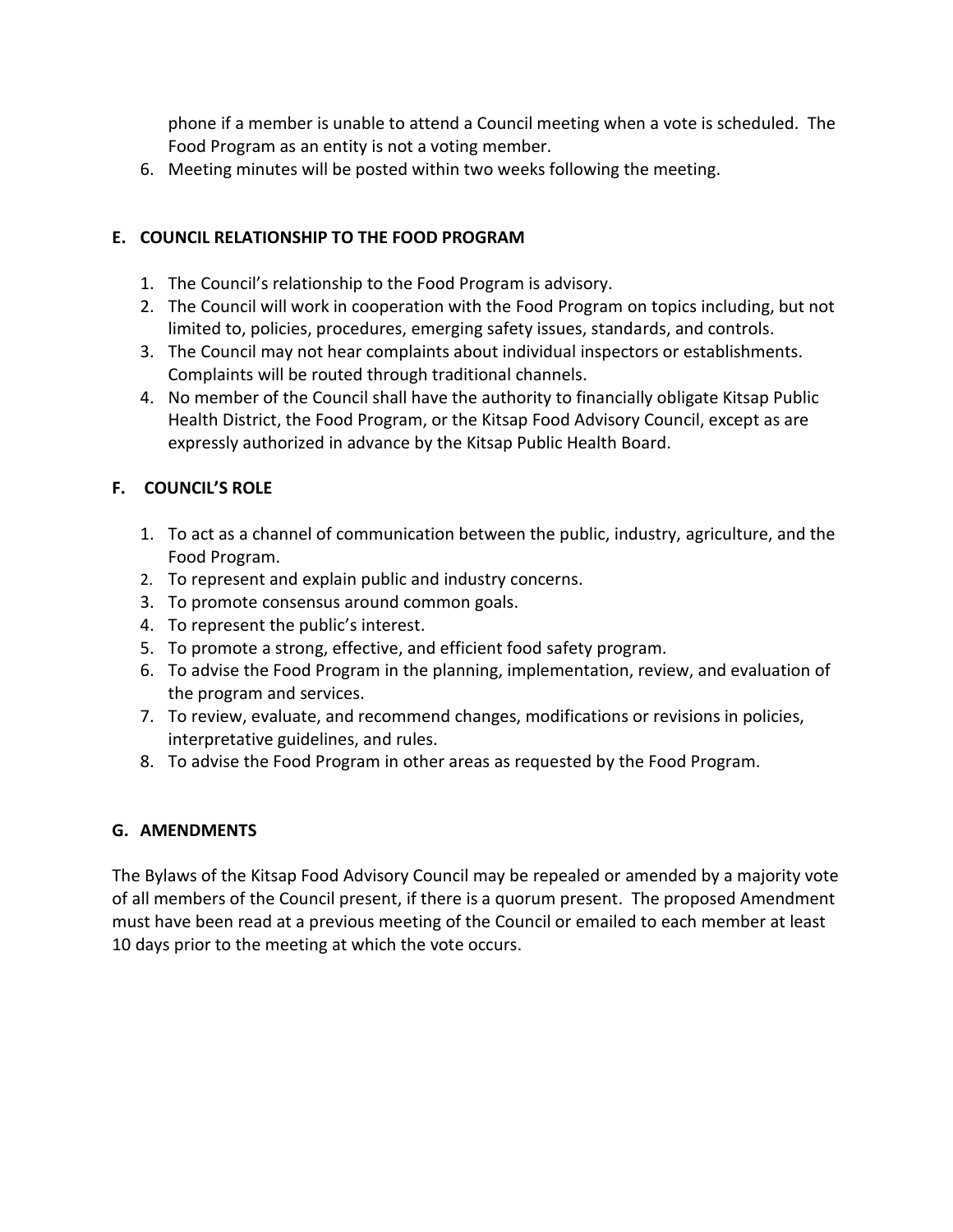phone if a member is unable to attend a Council meeting when a vote is scheduled. The Food Program as an entity is not a voting member.

6. Meeting minutes will be posted within two weeks following the meeting.

## E. COUNCIL RELATIONSHIP TO THE FOOD PROGRAM

1. The Council's relationship to the Food Program is advisory.
2. The Council will work in cooperation with the Food Program on topics including, but not limited to, policies, procedures, emerging safety issues, standards, and controls.
3. The Council may not hear complaints about individual inspectors or establishments. Complaints will be routed through traditional channels.
4. No member of the Council shall have the authority to financially obligate Kitsap Public Health District, the Food Program, or the Kitsap Food Advisory Council, except as are expressly authorized in advance by the Kitsap Public Health Board.

## F. COUNCIL'S ROLE

1. To act as a channel of communication between the public, industry, agriculture, and the Food Program.
2. To represent and explain public and industry concerns.
3. To promote consensus around common goals.
4. To represent the public's interest.
5. To promote a strong, effective, and efficient food safety program.
6. To advise the Food Program in the planning, implementation, review, and evaluation of the program and services.
7. To review, evaluate, and recommend changes, modifications or revisions in policies, interpretative guidelines, and rules.
8. To advise the Food Program in other areas as requested by the Food Program.

## G. AMENDMENTS

The Bylaws of the Kitsap Food Advisory Council may be repealed or amended by a majority vote of all members of the Council present, if there is a quorum present. The proposed Amendment must have been read at a previous meeting of the Council or emailed to each member at least 10 days prior to the meeting at which the vote occurs.